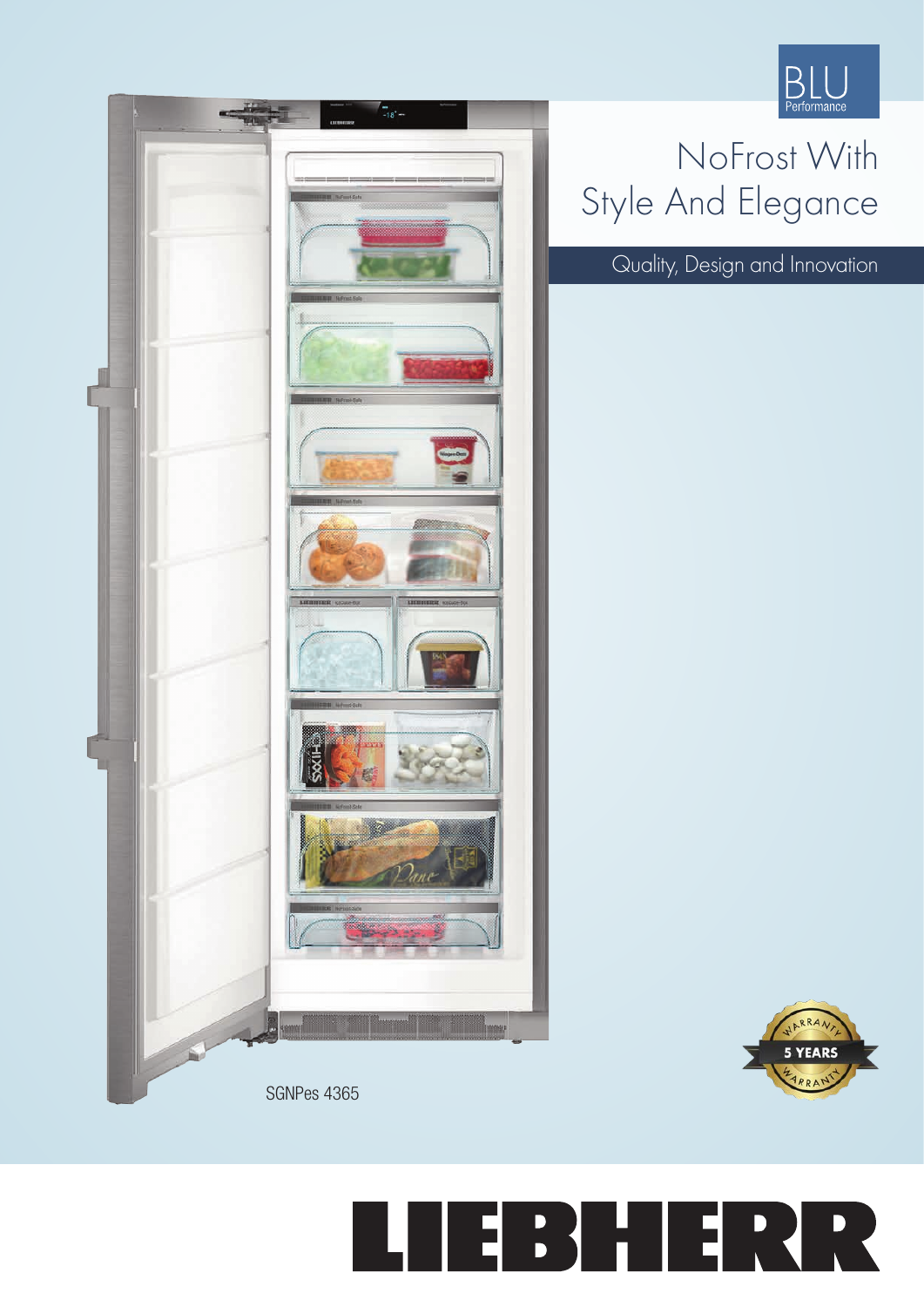BLU Performance

# NoFrost With Style And Elegance

Quality, Design and Innovation

SGNPes 4365

5 YEARS WARRANTY

LIEBHERR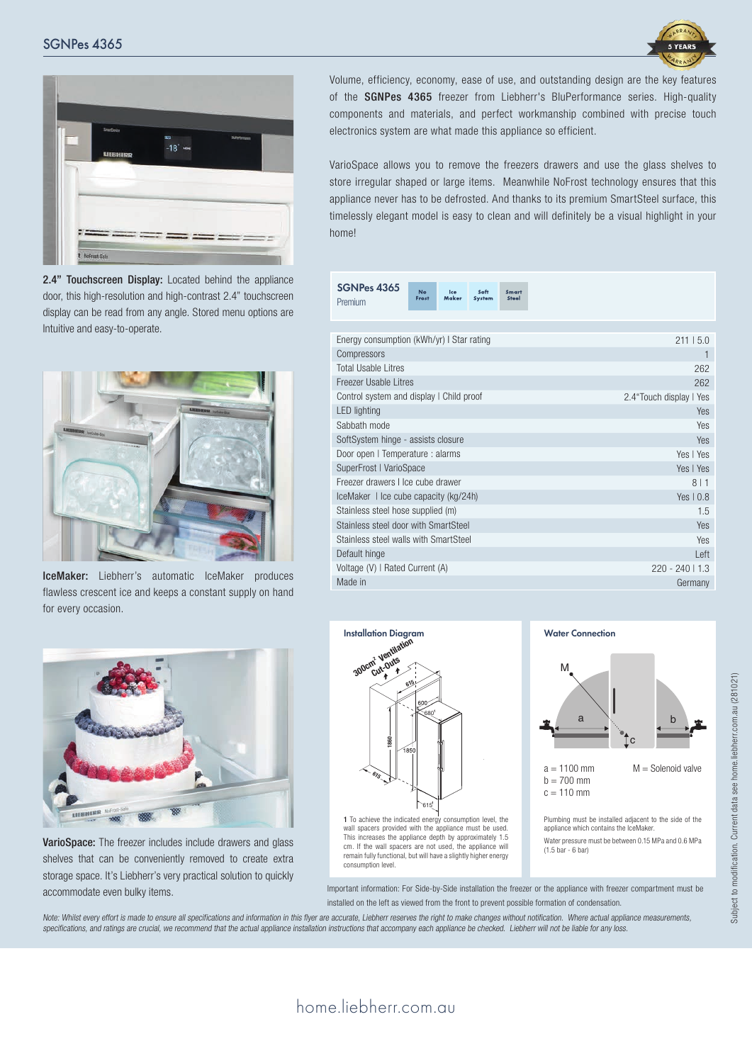## SGNPes 4365

5 YEARS WARRANTY

Volume, efficiency, economy, ease of use, and outstanding design are the key features of the **SGNPes 4365** freezer from Liebherr's BluPerformance series. High-quality components and materials, and perfect workmanship combined with precise touch electronics system are what made this appliance so efficient.

VarioSpace allows you to remove the freezers drawers and use the glass shelves to store irregular shaped or large items. Meanwhile NoFrost technology ensures that this appliance never has to be defrosted. And thanks to its premium SmartSteel surface, this timelessly elegant model is easy to clean and will definitely be a visual highlight in your home!

**2.4" Touchscreen Display:** Located behind the appliance door, this high-resolution and high-contrast 2.4" touchscreen display can be read from any angle. Stored menu options are Intuitive and easy-to-operate.

**IceMaker:** Liebherr's automatic IceMaker produces flawless crescent ice and keeps a constant supply on hand for every occasion.

**VarioSpace:** The freezer includes include drawers and glass shelves that can be conveniently removed to create extra storage space. It's Liebherr's very practical solution to quickly accommodate even bulky items.

**SGNPes 4365**
Premium

No Frost | Ice Maker | Soft System | Smart Steel

| | |
|---|---|
| Energy consumption (kWh/yr) I Star rating | 211 I 5.0 |
| Compressors | 1 |
| Total Usable Litres | 262 |
| Freezer Usable Litres | 262 |
| Control system and display I Child proof | 2.4"Touch display I Yes |
| LED lighting | Yes |
| Sabbath mode | Yes |
| SoftSystem hinge - assists closure | Yes |
| Door open I Temperature : alarms | Yes I Yes |
| SuperFrost I VarioSpace | Yes I Yes |
| Freezer drawers I Ice cube drawer | 8 I 1 |
| IceMaker I Ice cube capacity (kg/24h) | Yes I 0.8 |
| Stainless steel hose supplied (m) | 1.5 |
| Stainless steel door with SmartSteel | Yes |
| Stainless steel walls with SmartSteel | Yes |
| Default hinge | Left |
| Voltage (V) I Rated Current (A) | 220 - 240 I 1.3 |
| Made in | Germany |

### Installation Diagram

300cm² Ventilation Cut-Outs

615, 600, 680[1], 1860, 1850, 615, 615[1]

1 To achieve the indicated energy consumption level, the wall spacers provided with the appliance must be used. This increases the appliance depth by approximately 1.5 cm. If the wall spacers are not used, the appliance will remain fully functional, but will have a slightly higher energy consumption level.

### Water Connection

M, a, b, c

a = 1100 mm
b = 700 mm
c = 110 mm

M = Solenoid valve

Plumbing must be installed adjacent to the side of the appliance which contains the IceMaker.

Water pressure must be between 0.15 MPa and 0.6 MPa (1.5 bar - 6 bar)

Important information: For Side-by-Side installation the freezer or the appliance with freezer compartment must be installed on the left as viewed from the front to prevent possible formation of condensation.

*Note: Whilst every effort is made to ensure all specifications and information in this flyer are accurate, Liebherr reserves the right to make changes without notification. Where actual appliance measurements, specifications, and ratings are crucial, we recommend that the actual appliance installation instructions that accompany each appliance be checked. Liebherr will not be liable for any loss.*

Subject to modification. Current data see home.liebherr.com.au (281021)

home.liebherr.com.au